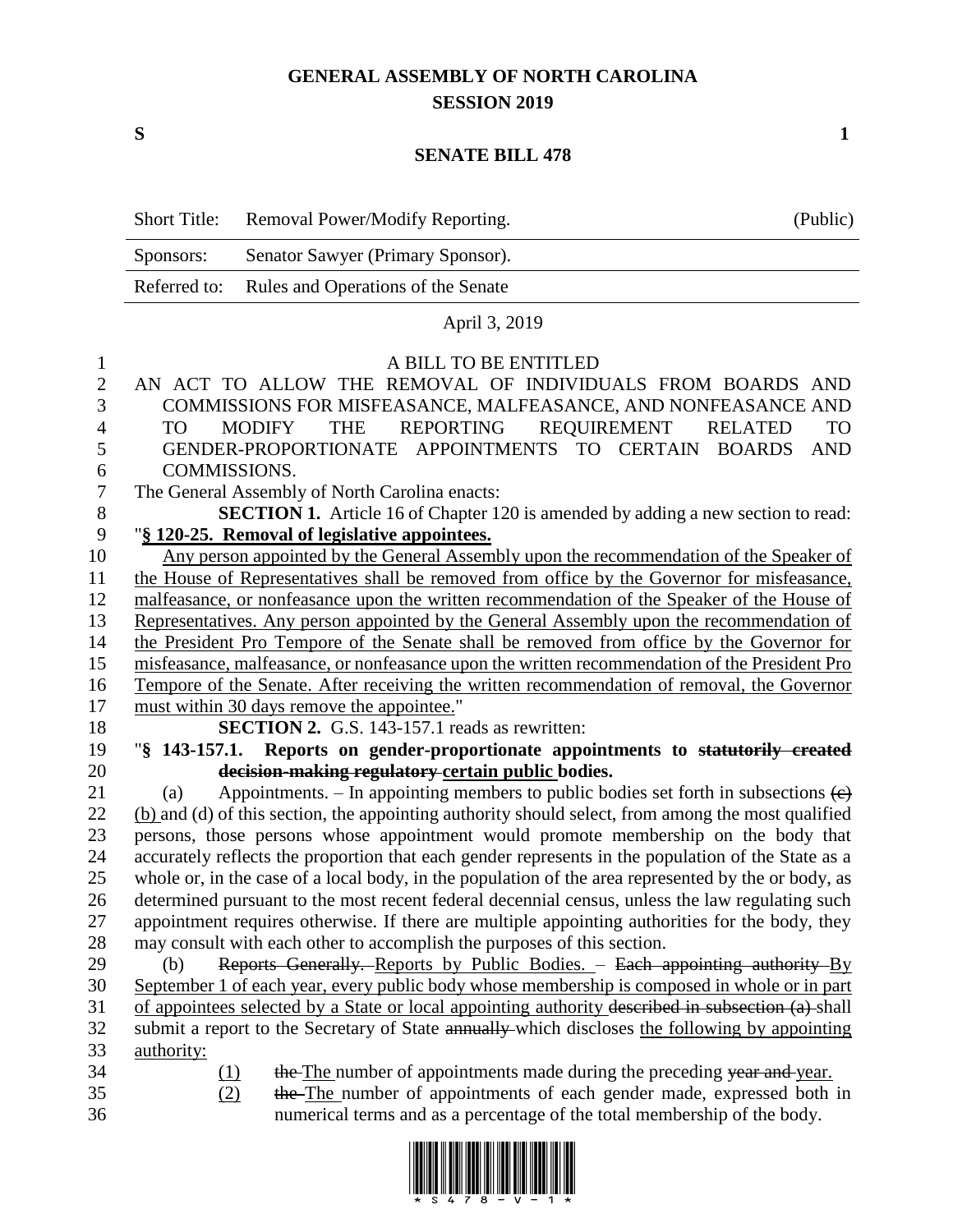# GENERAL ASSEMBLY OF NORTH CAROLINA
## SESSION 2019

**S** **1**

## SENATE BILL 478

| Short Title: | Removal Power/Modify Reporting. | (Public) |
|---|---|---|
| Sponsors: | Senator Sawyer (Primary Sponsor). | |
| Referred to: | Rules and Operations of the Senate | |

April 3, 2019

A BILL TO BE ENTITLED

AN ACT TO ALLOW THE REMOVAL OF INDIVIDUALS FROM BOARDS AND COMMISSIONS FOR MISFEASANCE, MALFEASANCE, AND NONFEASANCE AND TO MODIFY THE REPORTING REQUIREMENT RELATED TO GENDER-PROPORTIONATE APPOINTMENTS TO CERTAIN BOARDS AND COMMISSIONS.

The General Assembly of North Carolina enacts:

**SECTION 1.** Article 16 of Chapter 120 is amended by adding a new section to read:

"**§ 120-25. Removal of legislative appointees.**

Any person appointed by the General Assembly upon the recommendation of the Speaker of the House of Representatives shall be removed from office by the Governor for misfeasance, malfeasance, or nonfeasance upon the written recommendation of the Speaker of the House of Representatives. Any person appointed by the General Assembly upon the recommendation of the President Pro Tempore of the Senate shall be removed from office by the Governor for misfeasance, malfeasance, or nonfeasance upon the written recommendation of the President Pro Tempore of the Senate. After receiving the written recommendation of removal, the Governor must within 30 days remove the appointee."

**SECTION 2.** G.S. 143-157.1 reads as rewritten:

"**§ 143-157.1. Reports on gender-proportionate appointments to ~~statutorily created decision-making regulatory~~ certain public bodies.**

(a) Appointments. – In appointing members to public bodies set forth in subsections ~~(c)~~ (b) and (d) of this section, the appointing authority should select, from among the most qualified persons, those persons whose appointment would promote membership on the body that accurately reflects the proportion that each gender represents in the population of the State as a whole or, in the case of a local body, in the population of the area represented by the or body, as determined pursuant to the most recent federal decennial census, unless the law regulating such appointment requires otherwise. If there are multiple appointing authorities for the body, they may consult with each other to accomplish the purposes of this section.

(b) ~~Reports Generally.~~ Reports by Public Bodies. – ~~Each appointing authority~~ By September 1 of each year, every public body whose membership is composed in whole or in part of appointees selected by a State or local appointing authority ~~described in subsection (a)~~ shall submit a report to the Secretary of State ~~annually~~ which discloses the following by appointing authority:

(1) ~~the~~ The number of appointments made during the preceding ~~year and~~ year.

(2) ~~the~~ The number of appointments of each gender made, expressed both in numerical terms and as a percentage of the total membership of the body.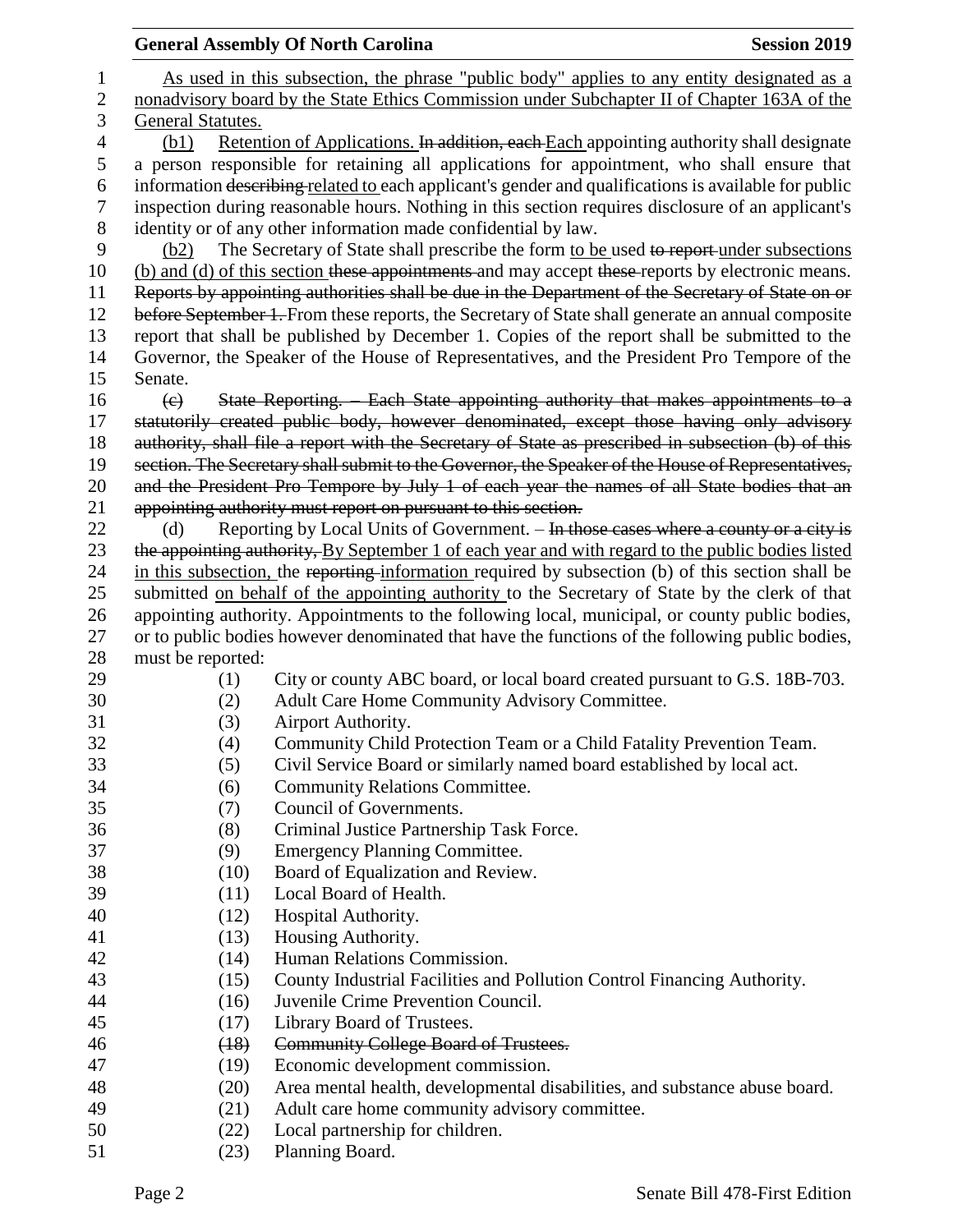As used in this subsection, the phrase "public body" applies to any entity designated as a nonadvisory board by the State Ethics Commission under Subchapter II of Chapter 163A of the General Statutes.

(b1) Retention of Applications. ~~In addition, each~~ Each appointing authority shall designate a person responsible for retaining all applications for appointment, who shall ensure that information ~~describing~~ related to each applicant's gender and qualifications is available for public inspection during reasonable hours. Nothing in this section requires disclosure of an applicant's identity or of any other information made confidential by law.

(b2) The Secretary of State shall prescribe the form to be used ~~to report~~ under subsections (b) and (d) of this section ~~these appointments~~ and may accept ~~these~~ reports by electronic means. ~~Reports by appointing authorities shall be due in the Department of the Secretary of State on or before September 1.~~ From these reports, the Secretary of State shall generate an annual composite report that shall be published by December 1. Copies of the report shall be submitted to the Governor, the Speaker of the House of Representatives, and the President Pro Tempore of the Senate.

~~(c) State Reporting. – Each State appointing authority that makes appointments to a statutorily created public body, however denominated, except those having only advisory authority, shall file a report with the Secretary of State as prescribed in subsection (b) of this section. The Secretary shall submit to the Governor, the Speaker of the House of Representatives, and the President Pro Tempore by July 1 of each year the names of all State bodies that an appointing authority must report on pursuant to this section.~~

(d) Reporting by Local Units of Government. – ~~In those cases where a county or a city is the appointing authority,~~ By September 1 of each year and with regard to the public bodies listed in this subsection, the ~~reporting~~ information required by subsection (b) of this section shall be submitted on behalf of the appointing authority to the Secretary of State by the clerk of that appointing authority. Appointments to the following local, municipal, or county public bodies, or to public bodies however denominated that have the functions of the following public bodies, must be reported:

(1) City or county ABC board, or local board created pursuant to G.S. 18B-703.
(2) Adult Care Home Community Advisory Committee.
(3) Airport Authority.
(4) Community Child Protection Team or a Child Fatality Prevention Team.
(5) Civil Service Board or similarly named board established by local act.
(6) Community Relations Committee.
(7) Council of Governments.
(8) Criminal Justice Partnership Task Force.
(9) Emergency Planning Committee.
(10) Board of Equalization and Review.
(11) Local Board of Health.
(12) Hospital Authority.
(13) Housing Authority.
(14) Human Relations Commission.
(15) County Industrial Facilities and Pollution Control Financing Authority.
(16) Juvenile Crime Prevention Council.
(17) Library Board of Trustees.
~~(18) Community College Board of Trustees.~~
(19) Economic development commission.
(20) Area mental health, developmental disabilities, and substance abuse board.
(21) Adult care home community advisory committee.
(22) Local partnership for children.
(23) Planning Board.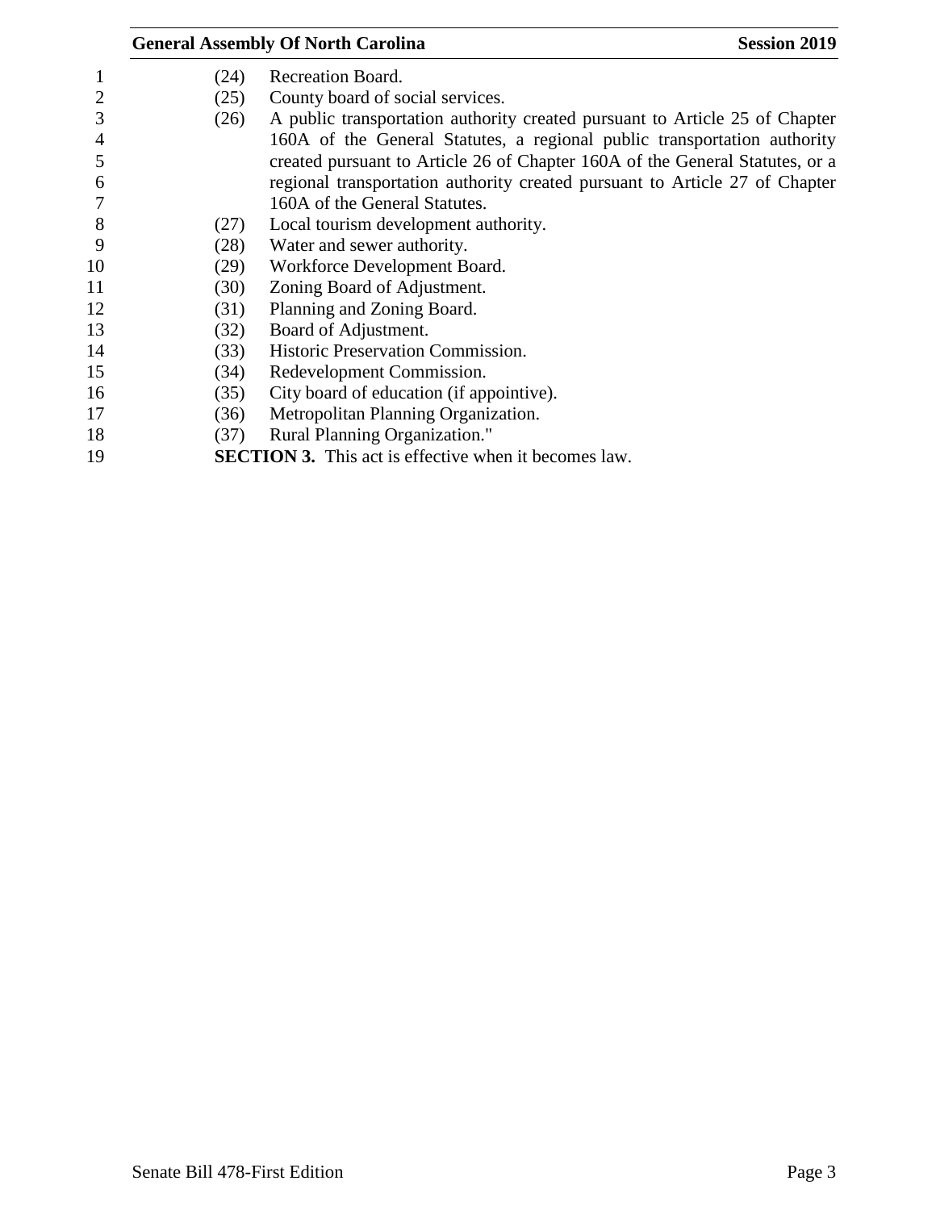(24) Recreation Board.

(25) County board of social services.

(26) A public transportation authority created pursuant to Article 25 of Chapter 160A of the General Statutes, a regional public transportation authority created pursuant to Article 26 of Chapter 160A of the General Statutes, or a regional transportation authority created pursuant to Article 27 of Chapter 160A of the General Statutes.

(27) Local tourism development authority.

(28) Water and sewer authority.

(29) Workforce Development Board.

(30) Zoning Board of Adjustment.

(31) Planning and Zoning Board.

(32) Board of Adjustment.

(33) Historic Preservation Commission.

(34) Redevelopment Commission.

(35) City board of education (if appointive).

(36) Metropolitan Planning Organization.

(37) Rural Planning Organization."

**SECTION 3.** This act is effective when it becomes law.